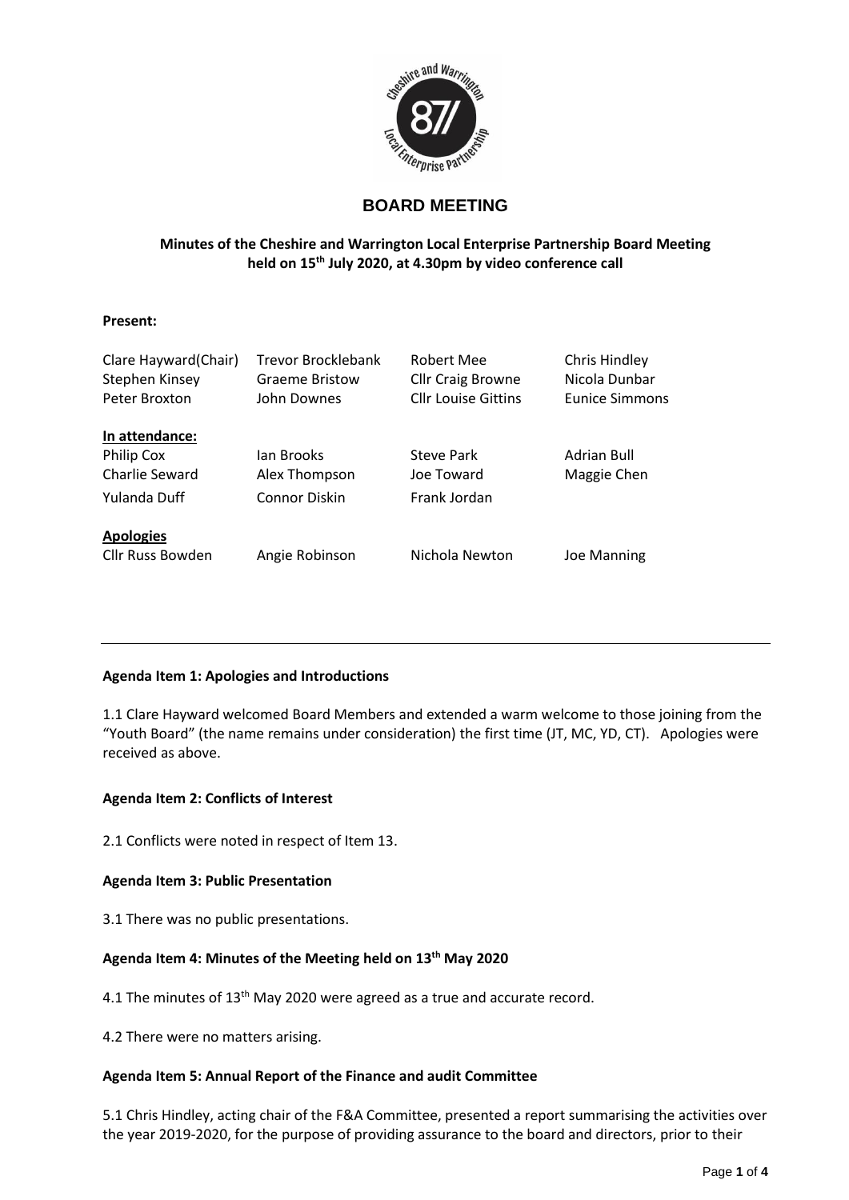# BOARD MEETING

**Minutes of the Cheshire and Warrington Local Enterprise Partnership Board Meeting held on 15th July 2020, at 4.30pm by video conference call**

**Present:**

| | | | |
|---|---|---|---|
| Clare Hayward(Chair) | Trevor Brocklebank | Robert Mee | Chris Hindley |
| Stephen Kinsey | Graeme Bristow | Cllr Craig Browne | Nicola Dunbar |
| Peter Broxton | John Downes | Cllr Louise Gittins | Eunice Simmons |

**In attendance:**

| | | | |
|---|---|---|---|
| Philip Cox | Ian Brooks | Steve Park | Adrian Bull |
| Charlie Seward | Alex Thompson | Joe Toward | Maggie Chen |
| Yulanda Duff | Connor Diskin | Frank Jordan | |

**Apologies**

| | | | |
|---|---|---|---|
| Cllr Russ Bowden | Angie Robinson | Nichola Newton | Joe Manning |

---

**Agenda Item 1: Apologies and Introductions**

1.1 Clare Hayward welcomed Board Members and extended a warm welcome to those joining from the "Youth Board" (the name remains under consideration) the first time (JT, MC, YD, CT). Apologies were received as above.

**Agenda Item 2: Conflicts of Interest**

2.1 Conflicts were noted in respect of Item 13.

**Agenda Item 3: Public Presentation**

3.1 There was no public presentations.

**Agenda Item 4: Minutes of the Meeting held on 13th May 2020**

4.1 The minutes of 13th May 2020 were agreed as a true and accurate record.

4.2 There were no matters arising.

**Agenda Item 5: Annual Report of the Finance and audit Committee**

5.1 Chris Hindley, acting chair of the F&A Committee, presented a report summarising the activities over the year 2019-2020, for the purpose of providing assurance to the board and directors, prior to their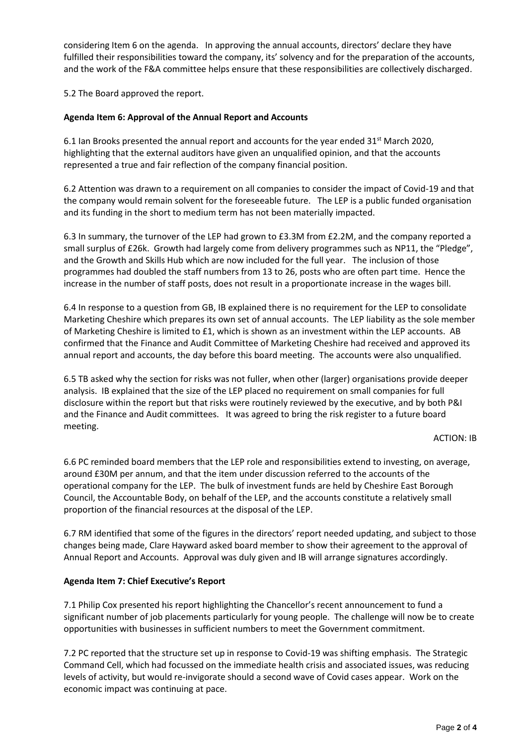considering Item 6 on the agenda. In approving the annual accounts, directors' declare they have fulfilled their responsibilities toward the company, its' solvency and for the preparation of the accounts, and the work of the F&A committee helps ensure that these responsibilities are collectively discharged.

5.2 The Board approved the report.

**Agenda Item 6: Approval of the Annual Report and Accounts**

6.1 Ian Brooks presented the annual report and accounts for the year ended 31st March 2020, highlighting that the external auditors have given an unqualified opinion, and that the accounts represented a true and fair reflection of the company financial position.

6.2 Attention was drawn to a requirement on all companies to consider the impact of Covid-19 and that the company would remain solvent for the foreseeable future. The LEP is a public funded organisation and its funding in the short to medium term has not been materially impacted.

6.3 In summary, the turnover of the LEP had grown to £3.3M from £2.2M, and the company reported a small surplus of £26k. Growth had largely come from delivery programmes such as NP11, the "Pledge", and the Growth and Skills Hub which are now included for the full year. The inclusion of those programmes had doubled the staff numbers from 13 to 26, posts who are often part time. Hence the increase in the number of staff posts, does not result in a proportionate increase in the wages bill.

6.4 In response to a question from GB, IB explained there is no requirement for the LEP to consolidate Marketing Cheshire which prepares its own set of annual accounts. The LEP liability as the sole member of Marketing Cheshire is limited to £1, which is shown as an investment within the LEP accounts. AB confirmed that the Finance and Audit Committee of Marketing Cheshire had received and approved its annual report and accounts, the day before this board meeting. The accounts were also unqualified.

6.5 TB asked why the section for risks was not fuller, when other (larger) organisations provide deeper analysis. IB explained that the size of the LEP placed no requirement on small companies for full disclosure within the report but that risks were routinely reviewed by the executive, and by both P&I and the Finance and Audit committees. It was agreed to bring the risk register to a future board meeting.

ACTION: IB

6.6 PC reminded board members that the LEP role and responsibilities extend to investing, on average, around £30M per annum, and that the item under discussion referred to the accounts of the operational company for the LEP. The bulk of investment funds are held by Cheshire East Borough Council, the Accountable Body, on behalf of the LEP, and the accounts constitute a relatively small proportion of the financial resources at the disposal of the LEP.

6.7 RM identified that some of the figures in the directors' report needed updating, and subject to those changes being made, Clare Hayward asked board member to show their agreement to the approval of Annual Report and Accounts. Approval was duly given and IB will arrange signatures accordingly.

**Agenda Item 7: Chief Executive's Report**

7.1 Philip Cox presented his report highlighting the Chancellor's recent announcement to fund a significant number of job placements particularly for young people. The challenge will now be to create opportunities with businesses in sufficient numbers to meet the Government commitment.

7.2 PC reported that the structure set up in response to Covid-19 was shifting emphasis. The Strategic Command Cell, which had focussed on the immediate health crisis and associated issues, was reducing levels of activity, but would re-invigorate should a second wave of Covid cases appear. Work on the economic impact was continuing at pace.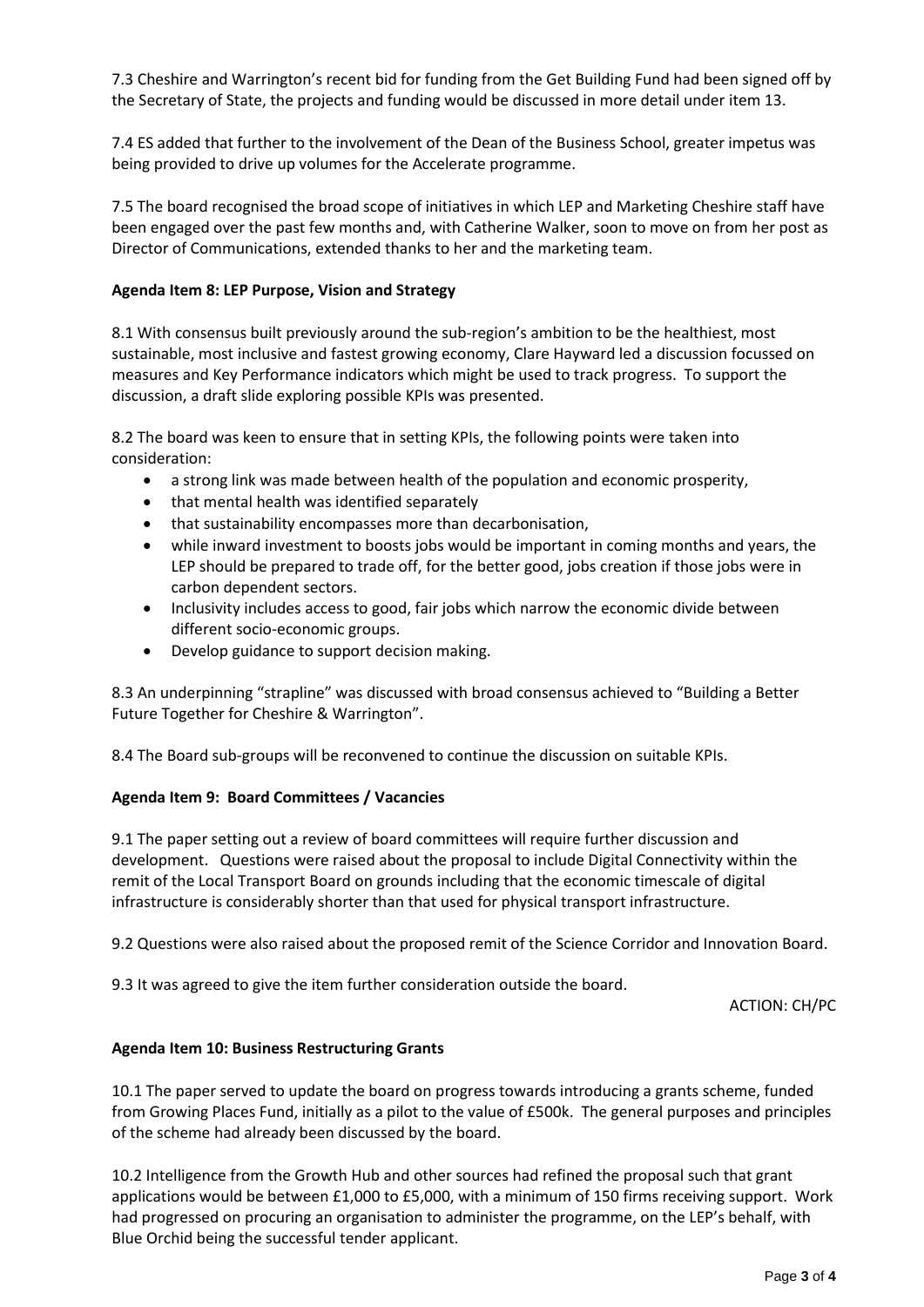7.3 Cheshire and Warrington's recent bid for funding from the Get Building Fund had been signed off by the Secretary of State, the projects and funding would be discussed in more detail under item 13.

7.4 ES added that further to the involvement of the Dean of the Business School, greater impetus was being provided to drive up volumes for the Accelerate programme.

7.5 The board recognised the broad scope of initiatives in which LEP and Marketing Cheshire staff have been engaged over the past few months and, with Catherine Walker, soon to move on from her post as Director of Communications, extended thanks to her and the marketing team.

**Agenda Item 8: LEP Purpose, Vision and Strategy**

8.1 With consensus built previously around the sub-region's ambition to be the healthiest, most sustainable, most inclusive and fastest growing economy, Clare Hayward led a discussion focussed on measures and Key Performance indicators which might be used to track progress. To support the discussion, a draft slide exploring possible KPIs was presented.

8.2 The board was keen to ensure that in setting KPIs, the following points were taken into consideration:

- a strong link was made between health of the population and economic prosperity,
- that mental health was identified separately
- that sustainability encompasses more than decarbonisation,
- while inward investment to boosts jobs would be important in coming months and years, the LEP should be prepared to trade off, for the better good, jobs creation if those jobs were in carbon dependent sectors.
- Inclusivity includes access to good, fair jobs which narrow the economic divide between different socio-economic groups.
- Develop guidance to support decision making.

8.3 An underpinning "strapline" was discussed with broad consensus achieved to "Building a Better Future Together for Cheshire & Warrington".

8.4 The Board sub-groups will be reconvened to continue the discussion on suitable KPIs.

**Agenda Item 9: Board Committees / Vacancies**

9.1 The paper setting out a review of board committees will require further discussion and development. Questions were raised about the proposal to include Digital Connectivity within the remit of the Local Transport Board on grounds including that the economic timescale of digital infrastructure is considerably shorter than that used for physical transport infrastructure.

9.2 Questions were also raised about the proposed remit of the Science Corridor and Innovation Board.

9.3 It was agreed to give the item further consideration outside the board.

ACTION: CH/PC

**Agenda Item 10: Business Restructuring Grants**

10.1 The paper served to update the board on progress towards introducing a grants scheme, funded from Growing Places Fund, initially as a pilot to the value of £500k. The general purposes and principles of the scheme had already been discussed by the board.

10.2 Intelligence from the Growth Hub and other sources had refined the proposal such that grant applications would be between £1,000 to £5,000, with a minimum of 150 firms receiving support. Work had progressed on procuring an organisation to administer the programme, on the LEP's behalf, with Blue Orchid being the successful tender applicant.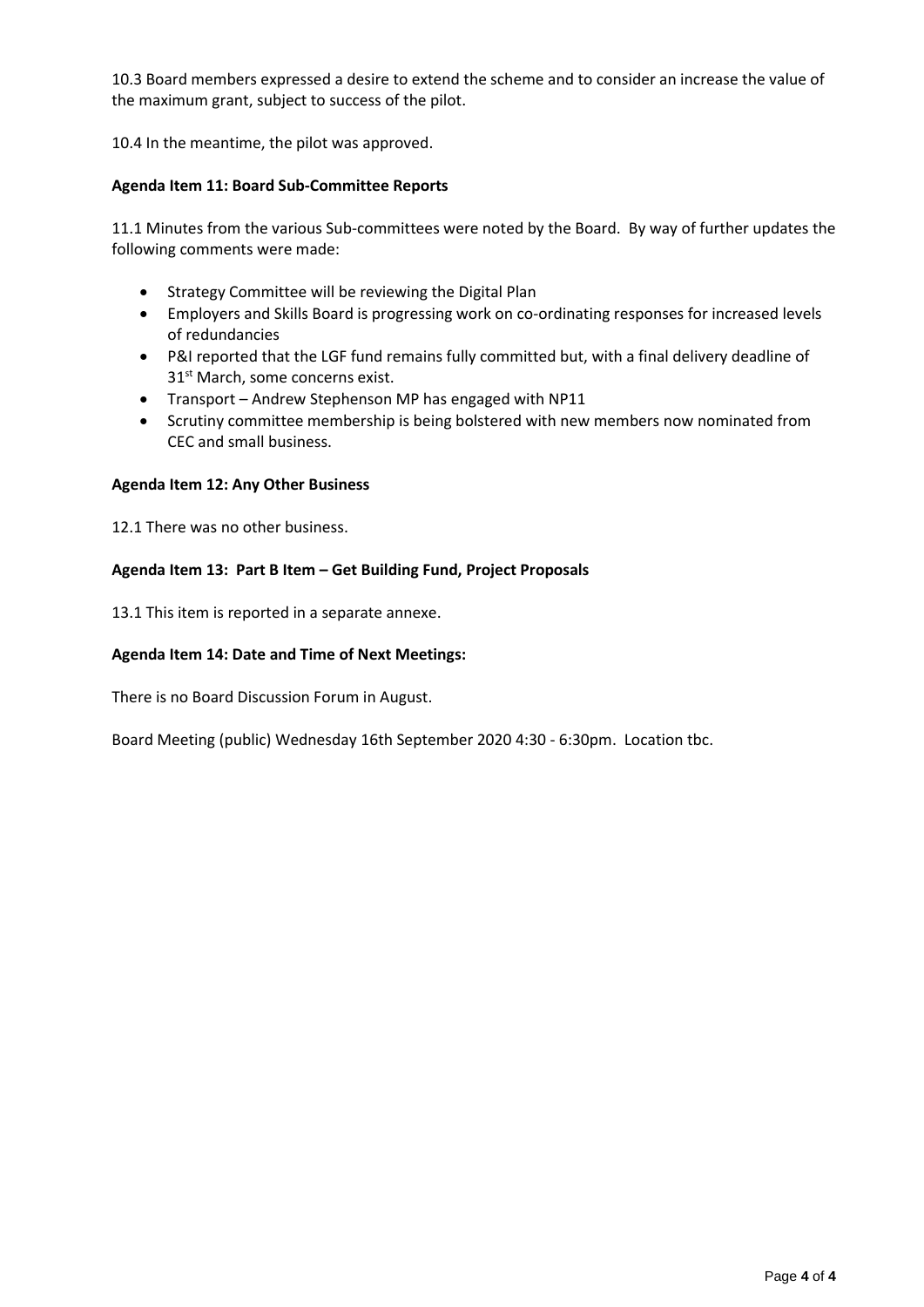10.3 Board members expressed a desire to extend the scheme and to consider an increase the value of the maximum grant, subject to success of the pilot.

10.4 In the meantime, the pilot was approved.

**Agenda Item 11: Board Sub-Committee Reports**

11.1 Minutes from the various Sub-committees were noted by the Board. By way of further updates the following comments were made:

- Strategy Committee will be reviewing the Digital Plan
- Employers and Skills Board is progressing work on co-ordinating responses for increased levels of redundancies
- P&I reported that the LGF fund remains fully committed but, with a final delivery deadline of 31st March, some concerns exist.
- Transport – Andrew Stephenson MP has engaged with NP11
- Scrutiny committee membership is being bolstered with new members now nominated from CEC and small business.

**Agenda Item 12: Any Other Business**

12.1 There was no other business.

**Agenda Item 13: Part B Item – Get Building Fund, Project Proposals**

13.1 This item is reported in a separate annexe.

**Agenda Item 14: Date and Time of Next Meetings:**

There is no Board Discussion Forum in August.

Board Meeting (public) Wednesday 16th September 2020 4:30 - 6:30pm. Location tbc.